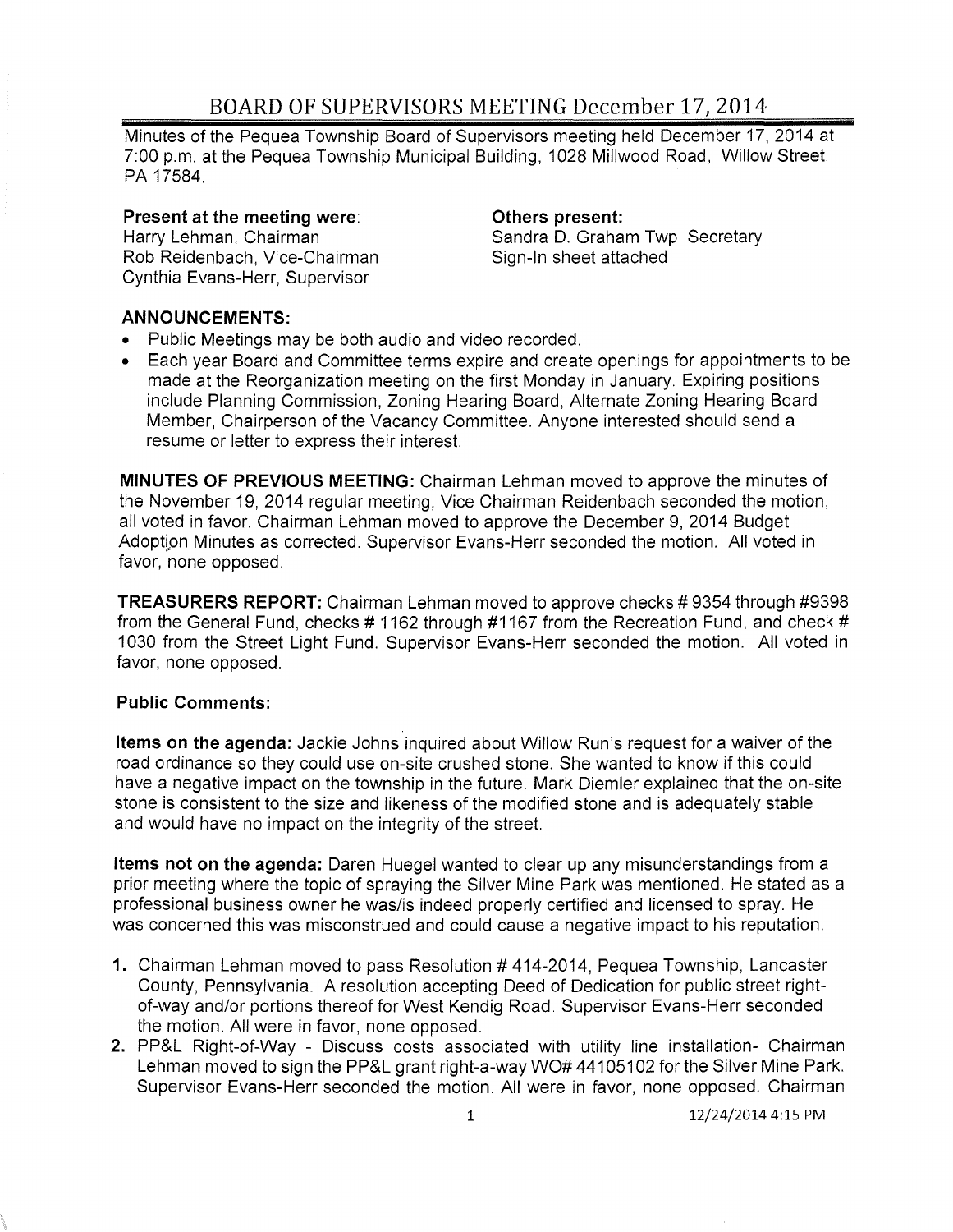# BOARD OF SUPERVISORS MEETING December 17, 2014

Minutes of the Pequea Township Board of Supervisors meeting held December 17, 2014 at 7:00 p.m. at the Pequea Township Municipal Building, 1028 Millwood Road, Willow Street, PA 17584.

**Present at the meeting were:**
Harry Lehman, Chairman
Rob Reidenbach, Vice-Chairman
Cynthia Evans-Herr, Supervisor

**Others present:**
Sandra D. Graham Twp. Secretary
Sign-In sheet attached

**ANNOUNCEMENTS:**

- Public Meetings may be both audio and video recorded.
- Each year Board and Committee terms expire and create openings for appointments to be made at the Reorganization meeting on the first Monday in January. Expiring positions include Planning Commission, Zoning Hearing Board, Alternate Zoning Hearing Board Member, Chairperson of the Vacancy Committee. Anyone interested should send a resume or letter to express their interest.

**MINUTES OF PREVIOUS MEETING:** Chairman Lehman moved to approve the minutes of the November 19, 2014 regular meeting, Vice Chairman Reidenbach seconded the motion, all voted in favor. Chairman Lehman moved to approve the December 9, 2014 Budget Adoption Minutes as corrected. Supervisor Evans-Herr seconded the motion. All voted in favor, none opposed.

**TREASURERS REPORT:** Chairman Lehman moved to approve checks # 9354 through #9398 from the General Fund, checks # 1162 through #1167 from the Recreation Fund, and check # 1030 from the Street Light Fund. Supervisor Evans-Herr seconded the motion. All voted in favor, none opposed.

**Public Comments:**

**Items on the agenda:** Jackie Johns inquired about Willow Run's request for a waiver of the road ordinance so they could use on-site crushed stone. She wanted to know if this could have a negative impact on the township in the future. Mark Diemler explained that the on-site stone is consistent to the size and likeness of the modified stone and is adequately stable and would have no impact on the integrity of the street.

**Items not on the agenda:** Daren Huegel wanted to clear up any misunderstandings from a prior meeting where the topic of spraying the Silver Mine Park was mentioned. He stated as a professional business owner he was/is indeed properly certified and licensed to spray. He was concerned this was misconstrued and could cause a negative impact to his reputation.

1. Chairman Lehman moved to pass Resolution # 414-2014, Pequea Township, Lancaster County, Pennsylvania. A resolution accepting Deed of Dedication for public street right-of-way and/or portions thereof for West Kendig Road. Supervisor Evans-Herr seconded the motion. All were in favor, none opposed.
2. PP&L Right-of-Way - Discuss costs associated with utility line installation- Chairman Lehman moved to sign the PP&L grant right-a-way WO# 44105102 for the Silver Mine Park. Supervisor Evans-Herr seconded the motion. All were in favor, none opposed. Chairman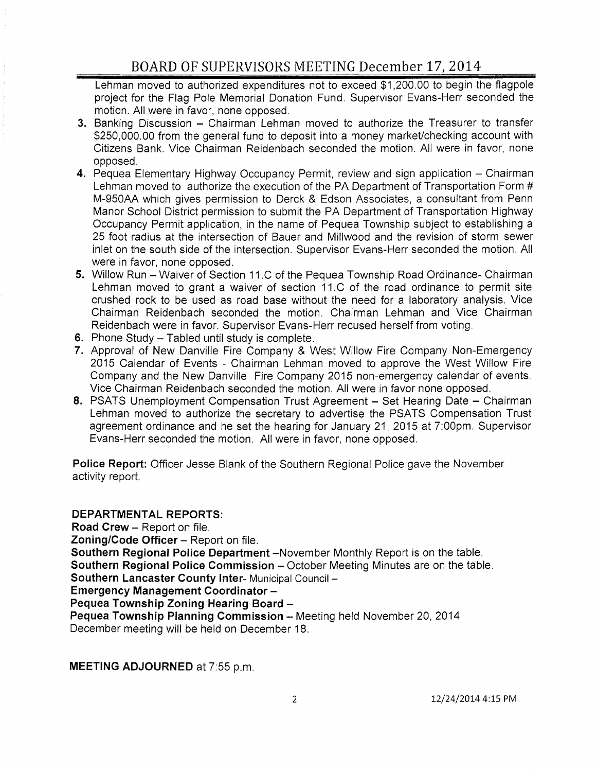Lehman moved to authorized expenditures not to exceed $1,200.00 to begin the flagpole project for the Flag Pole Memorial Donation Fund. Supervisor Evans-Herr seconded the motion. All were in favor, none opposed.

3. Banking Discussion – Chairman Lehman moved to authorize the Treasurer to transfer $250,000.00 from the general fund to deposit into a money market/checking account with Citizens Bank. Vice Chairman Reidenbach seconded the motion. All were in favor, none opposed.
4. Pequea Elementary Highway Occupancy Permit, review and sign application – Chairman Lehman moved to authorize the execution of the PA Department of Transportation Form # M-950AA which gives permission to Derck & Edson Associates, a consultant from Penn Manor School District permission to submit the PA Department of Transportation Highway Occupancy Permit application, in the name of Pequea Township subject to establishing a 25 foot radius at the intersection of Bauer and Millwood and the revision of storm sewer inlet on the south side of the intersection. Supervisor Evans-Herr seconded the motion. All were in favor, none opposed.
5. Willow Run – Waiver of Section 11.C of the Pequea Township Road Ordinance- Chairman Lehman moved to grant a waiver of section 11.C of the road ordinance to permit site crushed rock to be used as road base without the need for a laboratory analysis. Vice Chairman Reidenbach seconded the motion. Chairman Lehman and Vice Chairman Reidenbach were in favor. Supervisor Evans-Herr recused herself from voting.
6. Phone Study – Tabled until study is complete.
7. Approval of New Danville Fire Company & West Willow Fire Company Non-Emergency 2015 Calendar of Events - Chairman Lehman moved to approve the West Willow Fire Company and the New Danville Fire Company 2015 non-emergency calendar of events. Vice Chairman Reidenbach seconded the motion. All were in favor none opposed.
8. PSATS Unemployment Compensation Trust Agreement – Set Hearing Date – Chairman Lehman moved to authorize the secretary to advertise the PSATS Compensation Trust agreement ordinance and he set the hearing for January 21, 2015 at 7:00pm. Supervisor Evans-Herr seconded the motion. All were in favor, none opposed.

**Police Report:** Officer Jesse Blank of the Southern Regional Police gave the November activity report.

**DEPARTMENTAL REPORTS:**

**Road Crew** – Report on file.
**Zoning/Code Officer** – Report on file.
**Southern Regional Police Department** –November Monthly Report is on the table.
**Southern Regional Police Commission** – October Meeting Minutes are on the table.
**Southern Lancaster County Inter**- Municipal Council –
**Emergency Management Coordinator** –
**Pequea Township Zoning Hearing Board** –
**Pequea Township Planning Commission** – Meeting held November 20, 2014
December meeting will be held on December 18.

**MEETING ADJOURNED** at 7:55 p.m.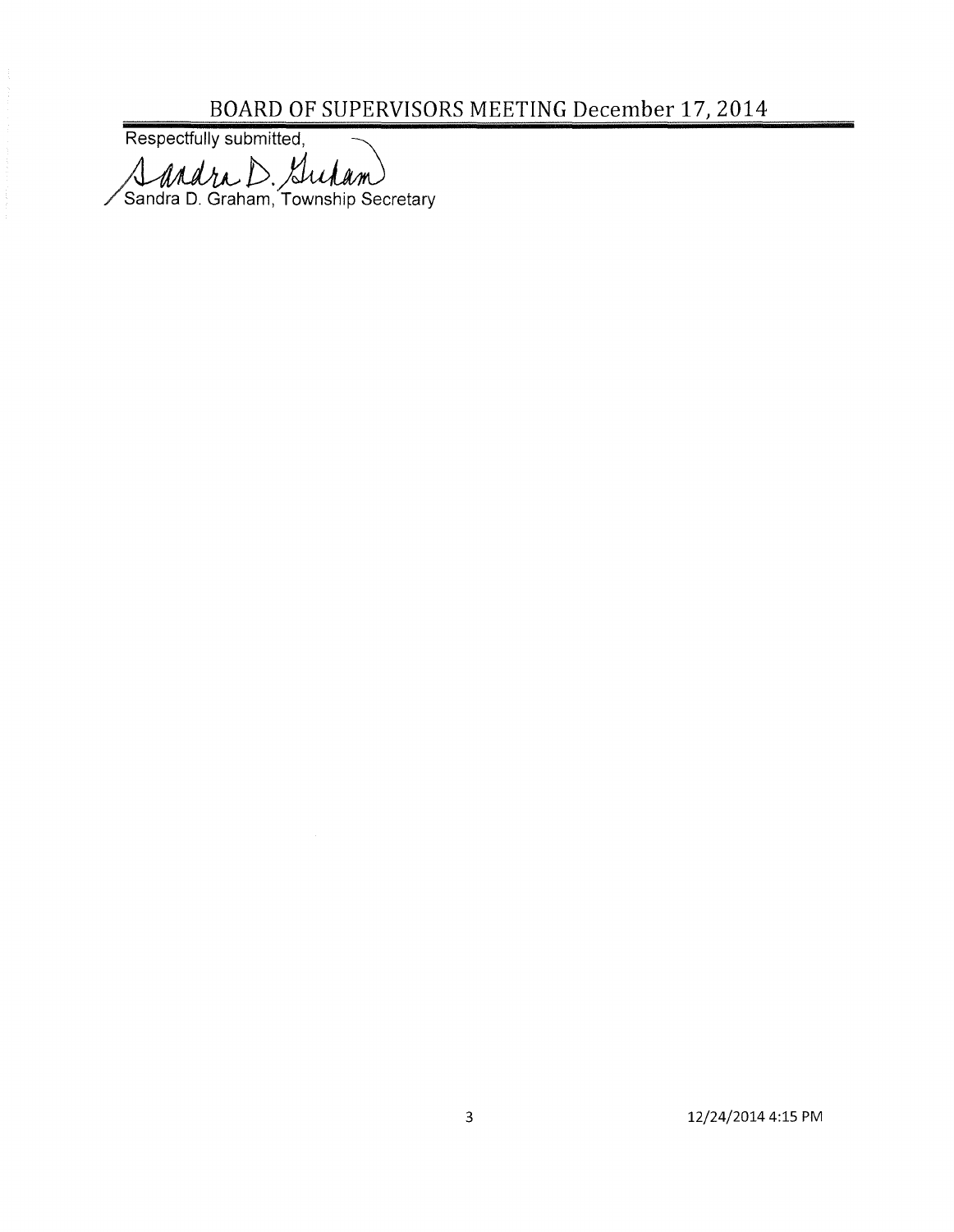Respectfully submitted,

Sandra D. Graham, Township Secretary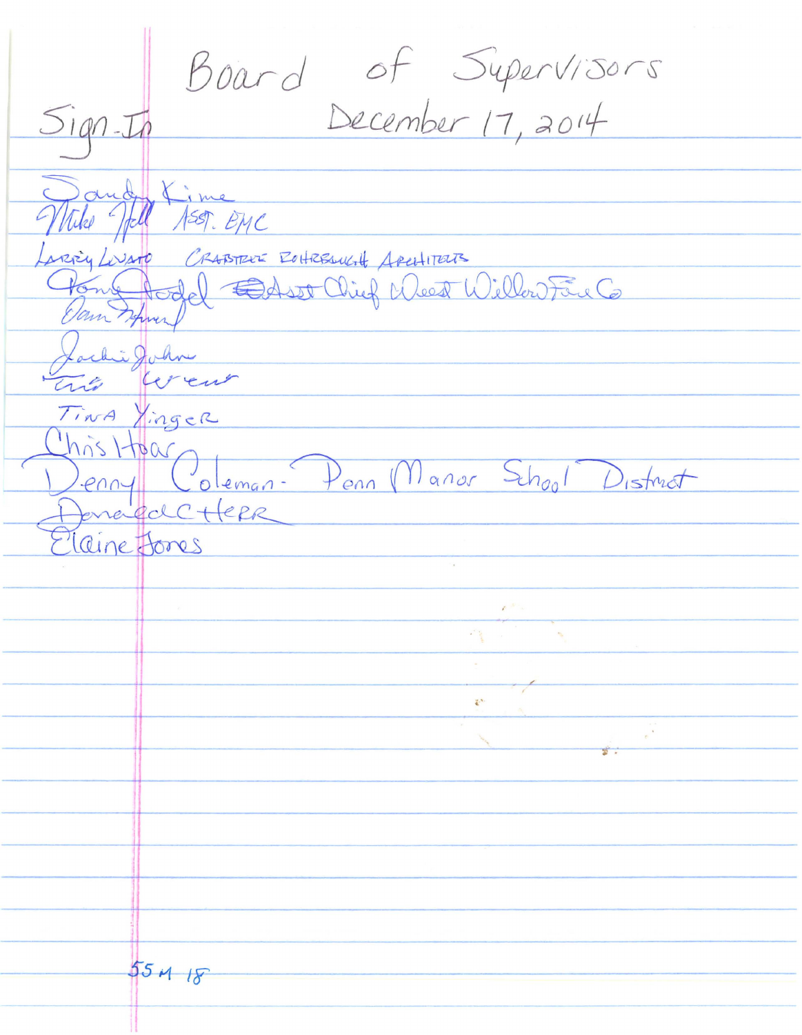# Board of Supervisors

Sign-In

December 17, 2014

Sandy Kime

Mike Hall Asst. EMC

Larry Lusato Crabtree Rohrbaugh Architects

Tony Fodel Asst Chief West Willow Fire Co

Dam Spurl

Jackie John

Eric Wren

Tina Yinger

Chris Hoar

Denny Coleman - Penn Manor School District

Donald C Herr

Elaine Jones

55 M 18